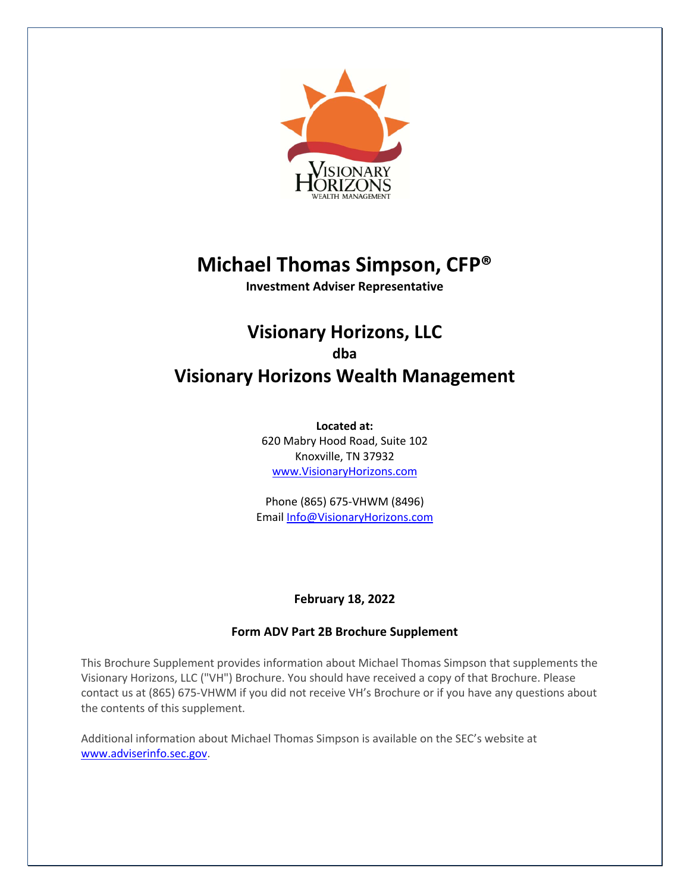# Michael Thomas Simpson, CFP®

**Investment Adviser Representative**

## Visionary Horizons, LLC

**dba**

## Visionary Horizons Wealth Management

**Located at:**
620 Mabry Hood Road, Suite 102
Knoxville, TN 37932
www.VisionaryHorizons.com

Phone (865) 675-VHWM (8496)
Email Info@VisionaryHorizons.com

**February 18, 2022**

**Form ADV Part 2B Brochure Supplement**

This Brochure Supplement provides information about Michael Thomas Simpson that supplements the Visionary Horizons, LLC ("VH") Brochure. You should have received a copy of that Brochure. Please contact us at (865) 675-VHWM if you did not receive VH's Brochure or if you have any questions about the contents of this supplement.

Additional information about Michael Thomas Simpson is available on the SEC's website at www.adviserinfo.sec.gov.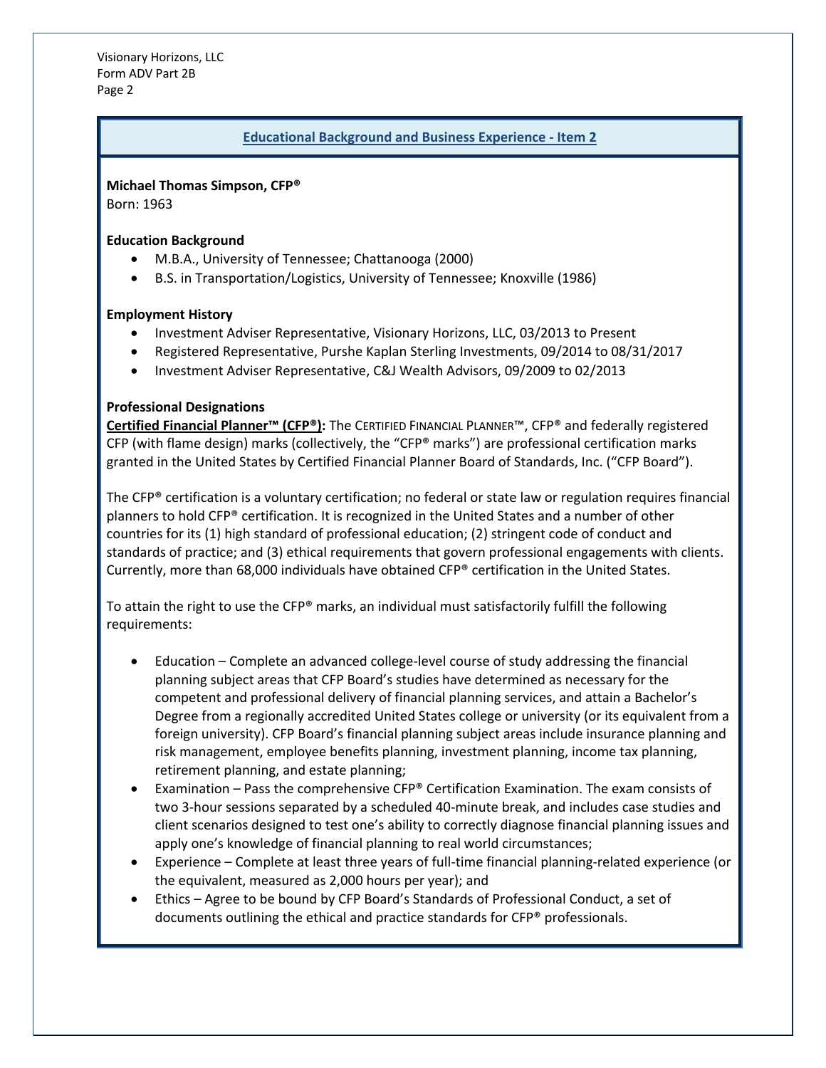## Educational Background and Business Experience - Item 2

**Michael Thomas Simpson, CFP®**
Born: 1963

**Education Background**

- M.B.A., University of Tennessee; Chattanooga (2000)
- B.S. in Transportation/Logistics, University of Tennessee; Knoxville (1986)

**Employment History**

- Investment Adviser Representative, Visionary Horizons, LLC, 03/2013 to Present
- Registered Representative, Purshe Kaplan Sterling Investments, 09/2014 to 08/31/2017
- Investment Adviser Representative, C&J Wealth Advisors, 09/2009 to 02/2013

**Professional Designations**

**Certified Financial Planner™ (CFP®):** The CERTIFIED FINANCIAL PLANNER™, CFP® and federally registered CFP (with flame design) marks (collectively, the "CFP® marks") are professional certification marks granted in the United States by Certified Financial Planner Board of Standards, Inc. ("CFP Board").

The CFP® certification is a voluntary certification; no federal or state law or regulation requires financial planners to hold CFP® certification. It is recognized in the United States and a number of other countries for its (1) high standard of professional education; (2) stringent code of conduct and standards of practice; and (3) ethical requirements that govern professional engagements with clients. Currently, more than 68,000 individuals have obtained CFP® certification in the United States.

To attain the right to use the CFP® marks, an individual must satisfactorily fulfill the following requirements:

- Education – Complete an advanced college-level course of study addressing the financial planning subject areas that CFP Board's studies have determined as necessary for the competent and professional delivery of financial planning services, and attain a Bachelor's Degree from a regionally accredited United States college or university (or its equivalent from a foreign university). CFP Board's financial planning subject areas include insurance planning and risk management, employee benefits planning, investment planning, income tax planning, retirement planning, and estate planning;
- Examination – Pass the comprehensive CFP® Certification Examination. The exam consists of two 3-hour sessions separated by a scheduled 40-minute break, and includes case studies and client scenarios designed to test one's ability to correctly diagnose financial planning issues and apply one's knowledge of financial planning to real world circumstances;
- Experience – Complete at least three years of full-time financial planning-related experience (or the equivalent, measured as 2,000 hours per year); and
- Ethics – Agree to be bound by CFP Board's Standards of Professional Conduct, a set of documents outlining the ethical and practice standards for CFP® professionals.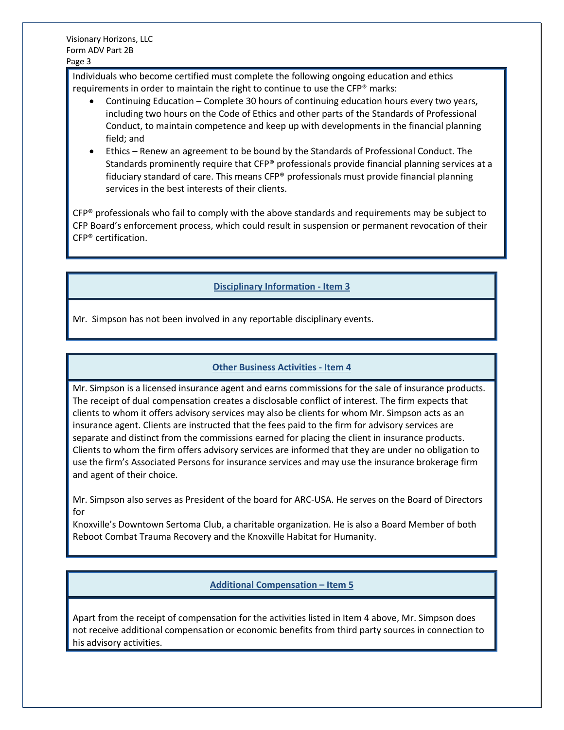Individuals who become certified must complete the following ongoing education and ethics requirements in order to maintain the right to continue to use the CFP® marks:

- Continuing Education – Complete 30 hours of continuing education hours every two years, including two hours on the Code of Ethics and other parts of the Standards of Professional Conduct, to maintain competence and keep up with developments in the financial planning field; and
- Ethics – Renew an agreement to be bound by the Standards of Professional Conduct. The Standards prominently require that CFP® professionals provide financial planning services at a fiduciary standard of care. This means CFP® professionals must provide financial planning services in the best interests of their clients.

CFP® professionals who fail to comply with the above standards and requirements may be subject to CFP Board's enforcement process, which could result in suspension or permanent revocation of their CFP® certification.

## Disciplinary Information - Item 3

Mr. Simpson has not been involved in any reportable disciplinary events.

## Other Business Activities - Item 4

Mr. Simpson is a licensed insurance agent and earns commissions for the sale of insurance products. The receipt of dual compensation creates a disclosable conflict of interest. The firm expects that clients to whom it offers advisory services may also be clients for whom Mr. Simpson acts as an insurance agent. Clients are instructed that the fees paid to the firm for advisory services are separate and distinct from the commissions earned for placing the client in insurance products. Clients to whom the firm offers advisory services are informed that they are under no obligation to use the firm's Associated Persons for insurance services and may use the insurance brokerage firm and agent of their choice.

Mr. Simpson also serves as President of the board for ARC-USA. He serves on the Board of Directors for Knoxville's Downtown Sertoma Club, a charitable organization. He is also a Board Member of both Reboot Combat Trauma Recovery and the Knoxville Habitat for Humanity.

## Additional Compensation – Item 5

Apart from the receipt of compensation for the activities listed in Item 4 above, Mr. Simpson does not receive additional compensation or economic benefits from third party sources in connection to his advisory activities.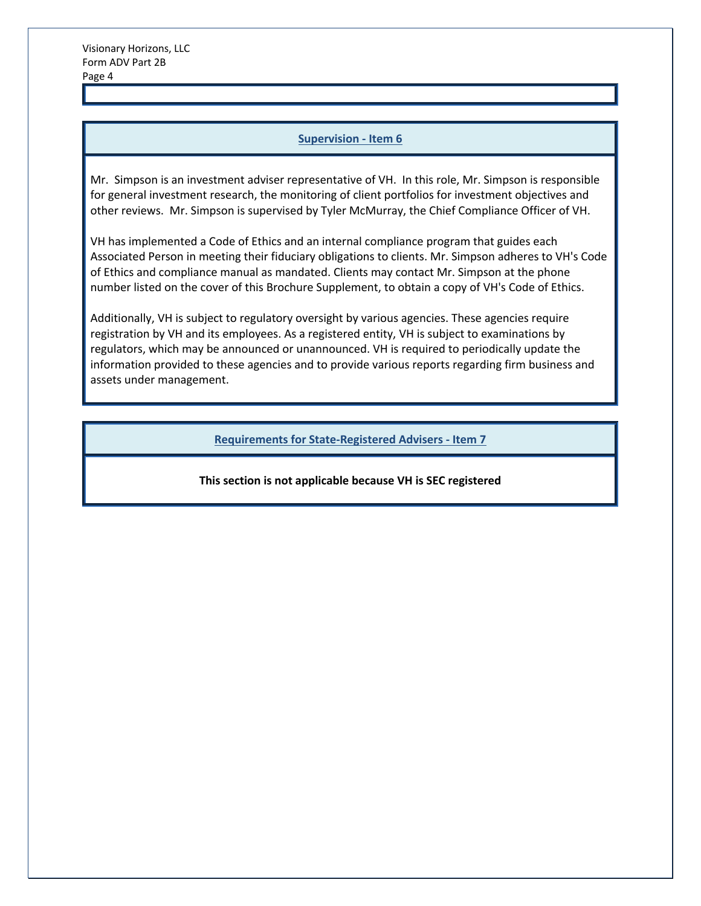## Supervision - Item 6

Mr. Simpson is an investment adviser representative of VH. In this role, Mr. Simpson is responsible for general investment research, the monitoring of client portfolios for investment objectives and other reviews. Mr. Simpson is supervised by Tyler McMurray, the Chief Compliance Officer of VH.

VH has implemented a Code of Ethics and an internal compliance program that guides each Associated Person in meeting their fiduciary obligations to clients. Mr. Simpson adheres to VH's Code of Ethics and compliance manual as mandated. Clients may contact Mr. Simpson at the phone number listed on the cover of this Brochure Supplement, to obtain a copy of VH's Code of Ethics.

Additionally, VH is subject to regulatory oversight by various agencies. These agencies require registration by VH and its employees. As a registered entity, VH is subject to examinations by regulators, which may be announced or unannounced. VH is required to periodically update the information provided to these agencies and to provide various reports regarding firm business and assets under management.

## Requirements for State-Registered Advisers - Item 7

**This section is not applicable because VH is SEC registered**